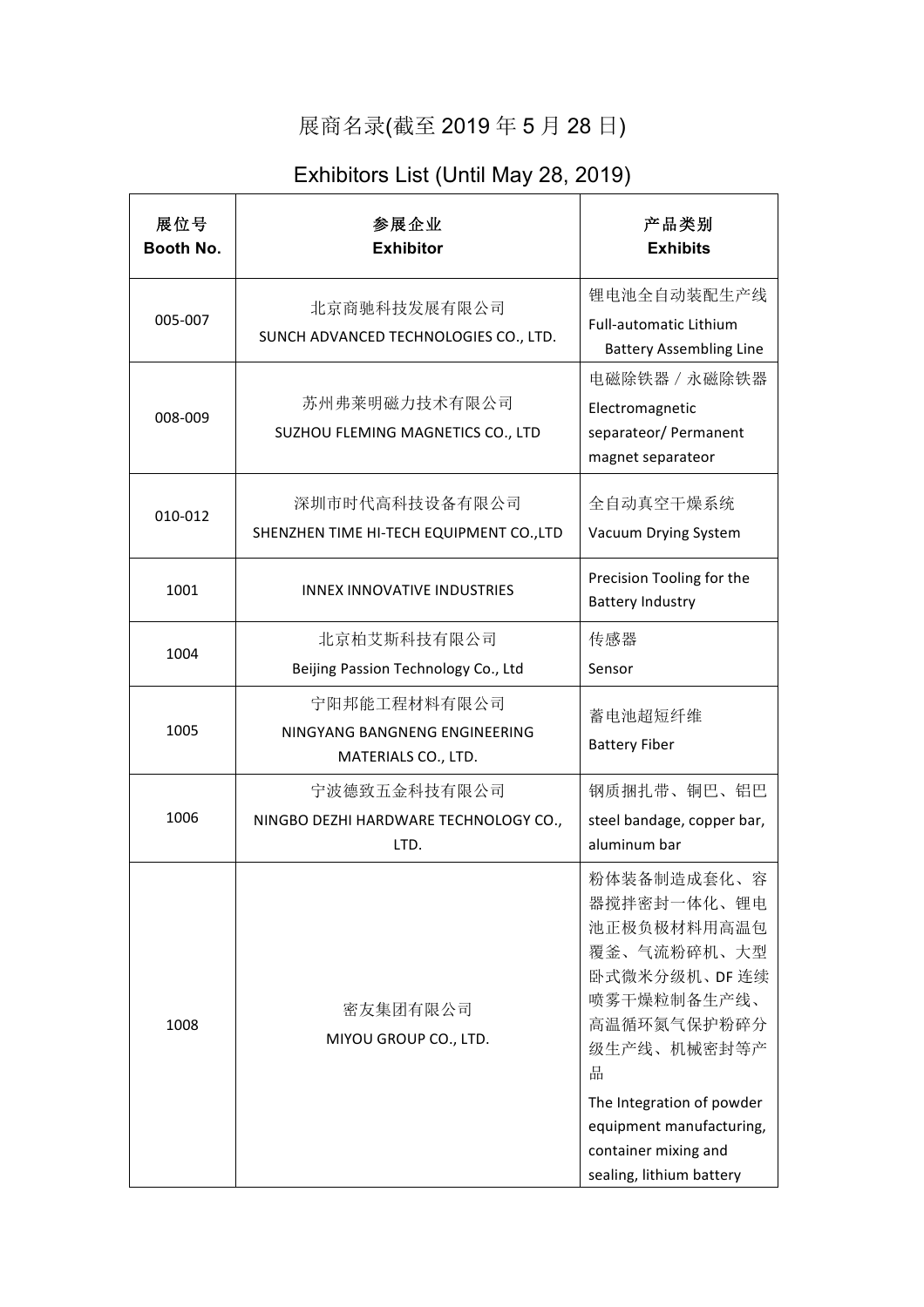# 展商名录(截至 2019 年 5 月 28 日)

# Exhibitors List (Until May 28, 2019)

| 展位号<br>**Booth No.** | 参展企业<br>**Exhibitor** | 产品类别<br>**Exhibits** |
|---|---|---|
| 005-007 | 北京商驰科技发展有限公司<br>SUNCH ADVANCED TECHNOLOGIES CO., LTD. | 锂电池全自动装配生产线<br>Full-automatic Lithium Battery Assembling Line |
| 008-009 | 苏州弗莱明磁力技术有限公司<br>SUZHOU FLEMING MAGNETICS CO., LTD | 电磁除铁器 / 永磁除铁器<br>Electromagnetic separateor/ Permanent magnet separateor |
| 010-012 | 深圳市时代高科技设备有限公司<br>SHENZHEN TIME HI-TECH EQUIPMENT CO.,LTD | 全自动真空干燥系统<br>Vacuum Drying System |
| 1001 | INNEX INNOVATIVE INDUSTRIES | Precision Tooling for the Battery Industry |
| 1004 | 北京柏艾斯科技有限公司<br>Beijing Passion Technology Co., Ltd | 传感器<br>Sensor |
| 1005 | 宁阳邦能工程材料有限公司<br>NINGYANG BANGNENG ENGINEERING MATERIALS CO., LTD. | 蓄电池超短纤维<br>Battery Fiber |
| 1006 | 宁波德致五金科技有限公司<br>NINGBO DEZHI HARDWARE TECHNOLOGY CO., LTD. | 钢质捆扎带、铜巴、铝巴<br>steel bandage, copper bar, aluminum bar |
| 1008 | 密友集团有限公司<br>MIYOU GROUP CO., LTD. | 粉体装备制造成套化、容器搅拌密封一体化、锂电池正极负极材料用高温包覆釜、气流粉碎机、大型卧式微米分级机、DF 连续喷雾干燥粒制备生产线、高温循环氮气保护粉碎分级生产线、机械密封等产品<br>The Integration of powder equipment manufacturing, container mixing and sealing, lithium battery |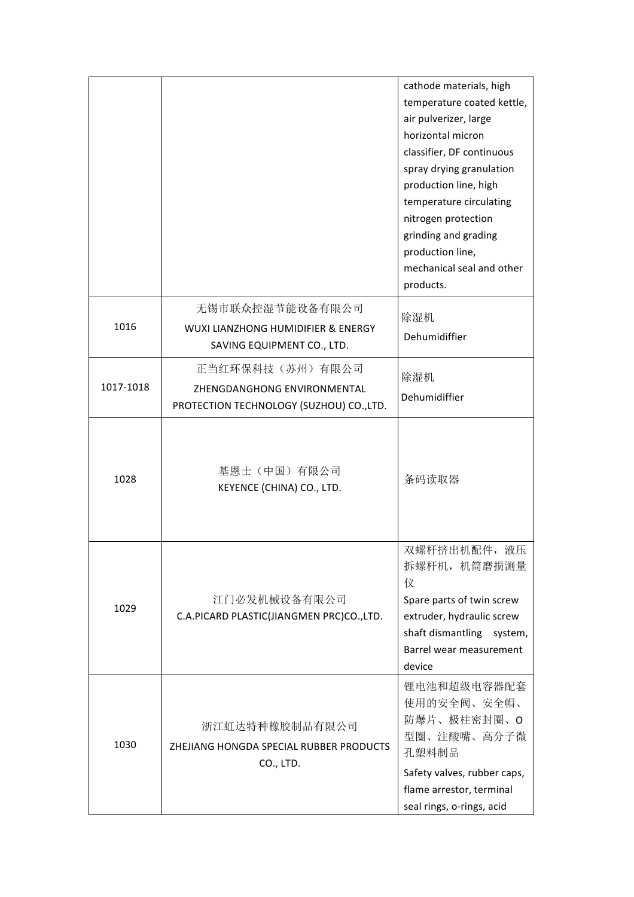| | | |
|---|---|---|
| | | cathode materials, high temperature coated kettle, air pulverizer, large horizontal micron classifier, DF continuous spray drying granulation production line, high temperature circulating nitrogen protection grinding and grading production line, mechanical seal and other products. |
| 1016 | 无锡市联众控湿节能设备有限公司<br>WUXI LIANZHONG HUMIDIFIER & ENERGY SAVING EQUIPMENT CO., LTD. | 除湿机<br>Dehumidiffier |
| 1017-1018 | 正当红环保科技（苏州）有限公司<br>ZHENGDANGHONG ENVIRONMENTAL PROTECTION TECHNOLOGY (SUZHOU) CO.,LTD. | 除湿机<br>Dehumidiffier |
| 1028 | 基恩士（中国）有限公司<br>KEYENCE (CHINA) CO., LTD. | 条码读取器 |
| 1029 | 江门必发机械设备有限公司<br>C.A.PICARD PLASTIC(JIANGMEN PRC)CO.,LTD. | 双螺杆挤出机配件，液压拆螺杆机，机筒磨损测量仪<br>Spare parts of twin screw extruder, hydraulic screw shaft dismantling system, Barrel wear measurement device |
| 1030 | 浙江虹达特种橡胶制品有限公司<br>ZHEJIANG HONGDA SPECIAL RUBBER PRODUCTS CO., LTD. | 锂电池和超级电容器配套使用的安全阀、安全帽、防爆片、极柱密封圈、O型圈、注酸嘴、高分子微孔塑料制品<br>Safety valves, rubber caps, flame arrestor, terminal seal rings, o-rings, acid |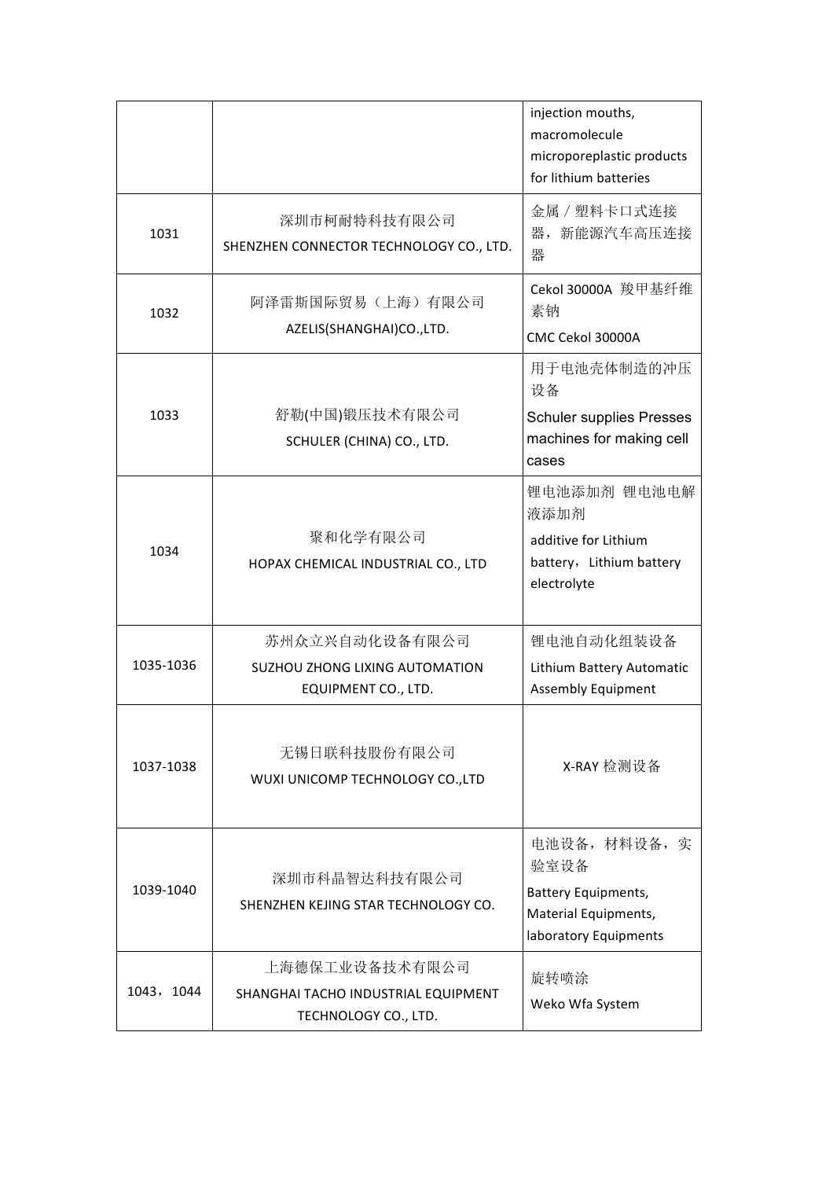| | | |
|---|---|---|
| | | injection mouths, macromolecule microporeplastic products for lithium batteries |
| 1031 | 深圳市柯耐特科技有限公司<br>SHENZHEN CONNECTOR TECHNOLOGY CO., LTD. | 金属／塑料卡口式连接器，新能源汽车高压连接器 |
| 1032 | 阿泽雷斯国际贸易（上海）有限公司<br>AZELIS(SHANGHAI)CO.,LTD. | Cekol 30000A 羧甲基纤维素钠<br>CMC Cekol 30000A |
| 1033 | 舒勒(中国)锻压技术有限公司<br>SCHULER (CHINA) CO., LTD. | 用于电池壳体制造的冲压设备<br>Schuler supplies Presses machines for making cell cases |
| 1034 | 聚和化学有限公司<br>HOPAX CHEMICAL INDUSTRIAL CO., LTD | 锂电池添加剂 锂电池电解液添加剂<br>additive for Lithium battery，Lithium battery electrolyte |
| 1035-1036 | 苏州众立兴自动化设备有限公司<br>SUZHOU ZHONG LIXING AUTOMATION EQUIPMENT CO., LTD. | 锂电池自动化组装设备<br>Lithium Battery Automatic Assembly Equipment |
| 1037-1038 | 无锡日联科技股份有限公司<br>WUXI UNICOMP TECHNOLOGY CO.,LTD | X-RAY 检测设备 |
| 1039-1040 | 深圳市科晶智达科技有限公司<br>SHENZHEN KEJING STAR TECHNOLOGY CO. | 电池设备，材料设备，实验室设备<br>Battery Equipments, Material Equipments, laboratory Equipments |
| 1043，1044 | 上海德保工业设备技术有限公司<br>SHANGHAI TACHO INDUSTRIAL EQUIPMENT TECHNOLOGY CO., LTD. | 旋转喷涂<br>Weko Wfa System |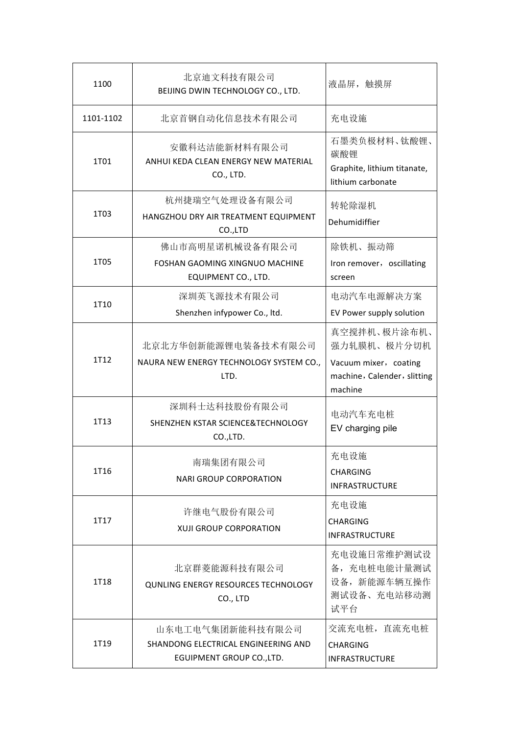| | | |
|---|---|---|
| 1100 | 北京迪文科技有限公司<br>BEIJING DWIN TECHNOLOGY CO., LTD. | 液晶屏，触摸屏 |
| 1101-1102 | 北京首钢自动化信息技术有限公司 | 充电设施 |
| 1T01 | 安徽科达洁能新材料有限公司<br>ANHUI KEDA CLEAN ENERGY NEW MATERIAL CO., LTD. | 石墨类负极材料、钛酸锂、碳酸锂<br>Graphite, lithium titanate, lithium carbonate |
| 1T03 | 杭州捷瑞空气处理设备有限公司<br>HANGZHOU DRY AIR TREATMENT EQUIPMENT CO.,LTD | 转轮除湿机<br>Dehumidiffier |
| 1T05 | 佛山市高明星诺机械设备有限公司<br>FOSHAN GAOMING XINGNUO MACHINE EQUIPMENT CO., LTD. | 除铁机、振动筛<br>Iron remover， oscillating screen |
| 1T10 | 深圳英飞源技术有限公司<br>Shenzhen infypower Co., ltd. | 电动汽车电源解决方案<br>EV Power supply solution |
| 1T12 | 北京北方华创新能源锂电装备技术有限公司<br>NAURA NEW ENERGY TECHNOLOGY SYSTEM CO., LTD. | 真空搅拌机、极片涂布机、强力轧膜机、极片分切机<br>Vacuum mixer，coating machine，Calender，slitting machine |
| 1T13 | 深圳科士达科技股份有限公司<br>SHENZHEN KSTAR SCIENCE&TECHNOLOGY CO.,LTD. | 电动汽车充电桩<br>EV charging pile |
| 1T16 | 南瑞集团有限公司<br>NARI GROUP CORPORATION | 充电设施<br>CHARGING INFRASTRUCTURE |
| 1T17 | 许继电气股份有限公司<br>XUJI GROUP CORPORATION | 充电设施<br>CHARGING INFRASTRUCTURE |
| 1T18 | 北京群菱能源科技有限公司<br>QUNLING ENERGY RESOURCES TECHNOLOGY CO., LTD | 充电设施日常维护测试设备，充电桩电能计量测试设备，新能源车辆互操作测试设备、充电站移动测试平台 |
| 1T19 | 山东电工电气集团新能科技有限公司<br>SHANDONG ELECTRICAL ENGINEERING AND EGUIPMENT GROUP CO.,LTD. | 交流充电桩，直流充电桩<br>CHARGING INFRASTRUCTURE |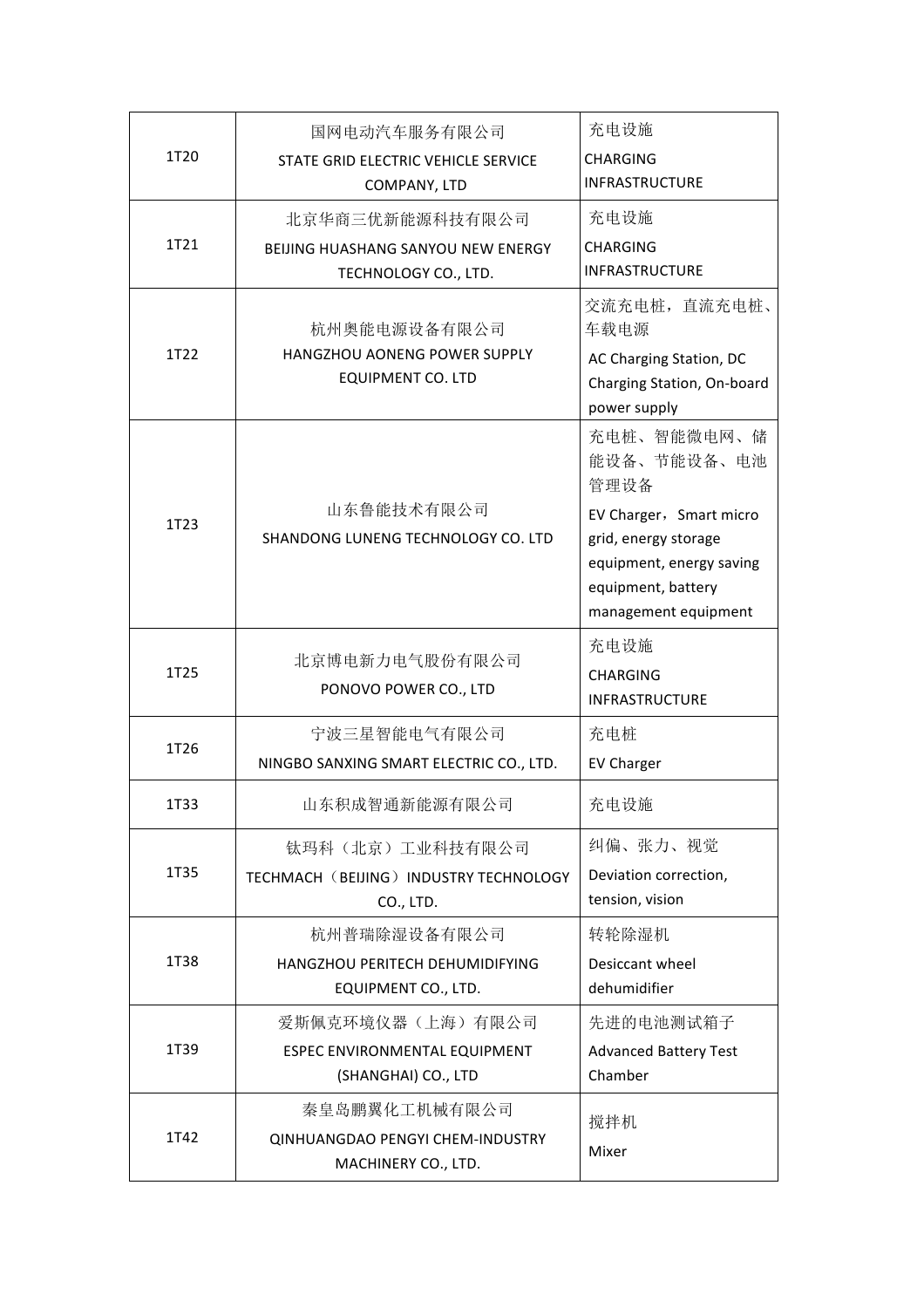| | | |
|---|---|---|
| 1T20 | 国网电动汽车服务有限公司<br>STATE GRID ELECTRIC VEHICLE SERVICE COMPANY, LTD | 充电设施<br>CHARGING INFRASTRUCTURE |
| 1T21 | 北京华商三优新能源科技有限公司<br>BEIJING HUASHANG SANYOU NEW ENERGY TECHNOLOGY CO., LTD. | 充电设施<br>CHARGING INFRASTRUCTURE |
| 1T22 | 杭州奥能电源设备有限公司<br>HANGZHOU AONENG POWER SUPPLY EQUIPMENT CO. LTD | 交流充电桩，直流充电桩、车载电源<br>AC Charging Station, DC Charging Station, On-board power supply |
| 1T23 | 山东鲁能技术有限公司<br>SHANDONG LUNENG TECHNOLOGY CO. LTD | 充电桩、智能微电网、储能设备、节能设备、电池管理设备<br>EV Charger，Smart micro grid, energy storage equipment, energy saving equipment, battery management equipment |
| 1T25 | 北京博电新力电气股份有限公司<br>PONOVO POWER CO., LTD | 充电设施<br>CHARGING INFRASTRUCTURE |
| 1T26 | 宁波三星智能电气有限公司<br>NINGBO SANXING SMART ELECTRIC CO., LTD. | 充电桩<br>EV Charger |
| 1T33 | 山东积成智通新能源有限公司 | 充电设施 |
| 1T35 | 钛玛科（北京）工业科技有限公司<br>TECHMACH（BEIJING）INDUSTRY TECHNOLOGY CO., LTD. | 纠偏、张力、视觉<br>Deviation correction, tension, vision |
| 1T38 | 杭州普瑞除湿设备有限公司<br>HANGZHOU PERITECH DEHUMIDIFYING EQUIPMENT CO., LTD. | 转轮除湿机<br>Desiccant wheel dehumidifier |
| 1T39 | 爱斯佩克环境仪器（上海）有限公司<br>ESPEC ENVIRONMENTAL EQUIPMENT (SHANGHAI) CO., LTD | 先进的电池测试箱子<br>Advanced Battery Test Chamber |
| 1T42 | 秦皇岛鹏翼化工机械有限公司<br>QINHUANGDAO PENGYI CHEM-INDUSTRY MACHINERY CO., LTD. | 搅拌机<br>Mixer |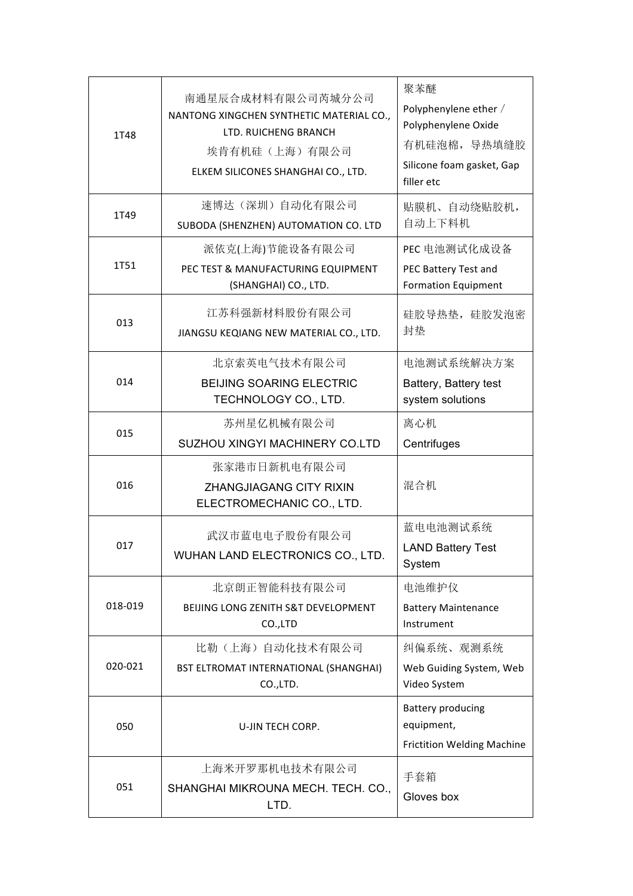| | | |
|---|---|---|
| 1T48 | 南通星辰合成材料有限公司芮城分公司<br>NANTONG XINGCHEN SYNTHETIC MATERIAL CO., LTD. RUICHENG BRANCH<br>埃肯有机硅（上海）有限公司<br>ELKEM SILICONES SHANGHAI CO., LTD. | 聚苯醚<br>Polyphenylene ether / Polyphenylene Oxide<br>有机硅泡棉，导热填缝胶<br>Silicone foam gasket, Gap filler etc |
| 1T49 | 速博达（深圳）自动化有限公司<br>SUBODA (SHENZHEN) AUTOMATION CO. LTD | 贴膜机、自动绕贴胶机，自动上下料机 |
| 1T51 | 派依克(上海)节能设备有限公司<br>PEC TEST & MANUFACTURING EQUIPMENT (SHANGHAI) CO., LTD. | PEC 电池测试化成设备<br>PEC Battery Test and Formation Equipment |
| 013 | 江苏科强新材料股份有限公司<br>JIANGSU KEQIANG NEW MATERIAL CO., LTD. | 硅胶导热垫，硅胶发泡密封垫 |
| 014 | 北京索英电气技术有限公司<br>BEIJING SOARING ELECTRIC TECHNOLOGY CO., LTD. | 电池测试系统解决方案<br>Battery, Battery test system solutions |
| 015 | 苏州星亿机械有限公司<br>SUZHOU XINGYI MACHINERY CO.LTD | 离心机<br>Centrifuges |
| 016 | 张家港市日新机电有限公司<br>ZHANGJIAGANG CITY RIXIN ELECTROMECHANIC CO., LTD. | 混合机 |
| 017 | 武汉市蓝电电子股份有限公司<br>WUHAN LAND ELECTRONICS CO., LTD. | 蓝电电池测试系统<br>LAND Battery Test System |
| 018-019 | 北京朗正智能科技有限公司<br>BEIJING LONG ZENITH S&T DEVELOPMENT CO.,LTD | 电池维护仪<br>Battery Maintenance Instrument |
| 020-021 | 比勒（上海）自动化技术有限公司<br>BST ELTROMAT INTERNATIONAL (SHANGHAI) CO.,LTD. | 纠偏系统、观测系统<br>Web Guiding System, Web Video System |
| 050 | U-JIN TECH CORP. | Battery producing equipment,<br>Frictition Welding Machine |
| 051 | 上海米开罗那机电技术有限公司<br>SHANGHAI MIKROUNA MECH. TECH. CO., LTD. | 手套箱<br>Gloves box |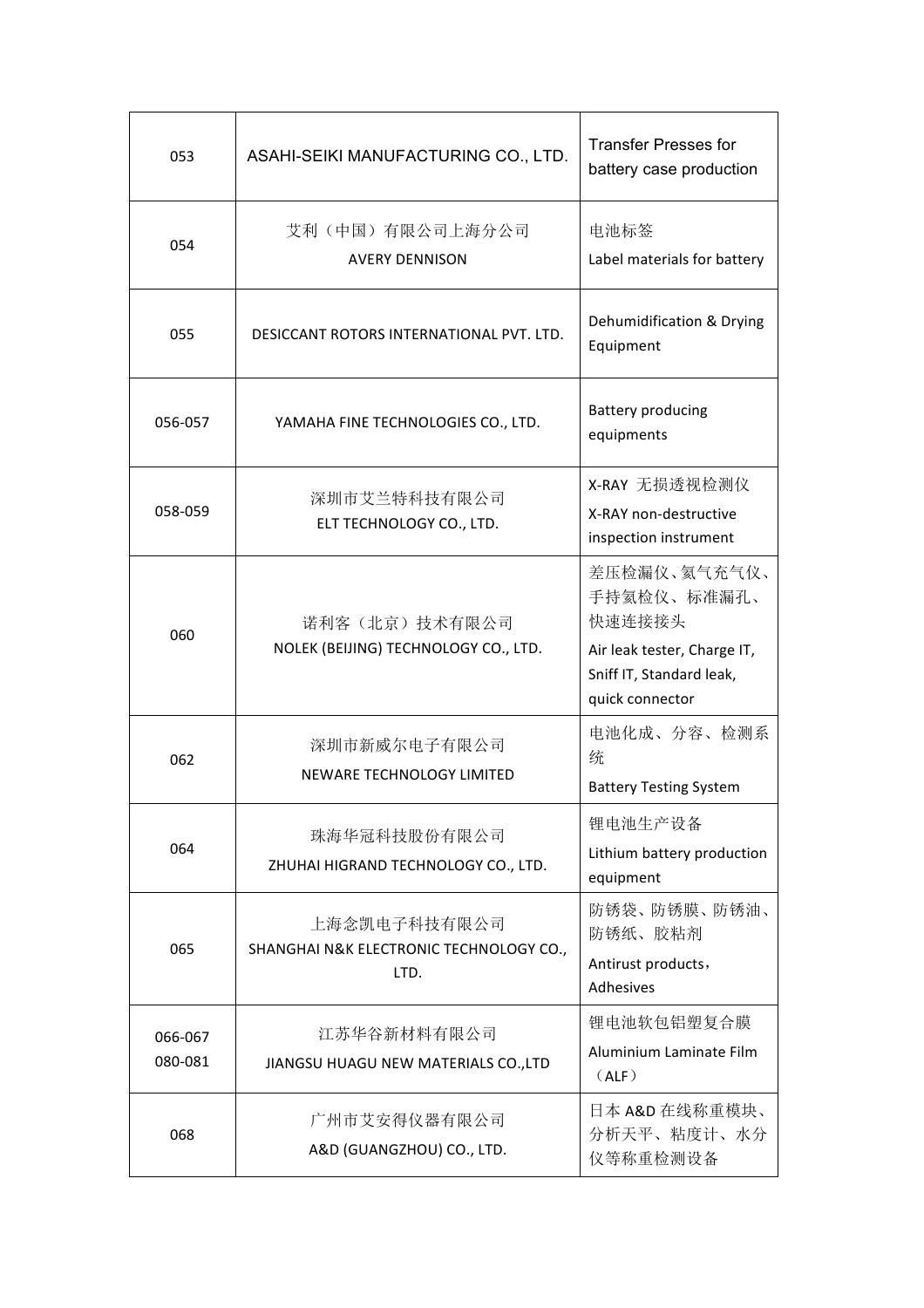| | | |
|---|---|---|
| 053 | ASAHI-SEIKI MANUFACTURING CO., LTD. | Transfer Presses for battery case production |
| 054 | 艾利（中国）有限公司上海分公司<br>AVERY DENNISON | 电池标签<br>Label materials for battery |
| 055 | DESICCANT ROTORS INTERNATIONAL PVT. LTD. | Dehumidification & Drying Equipment |
| 056-057 | YAMAHA FINE TECHNOLOGIES CO., LTD. | Battery producing equipments |
| 058-059 | 深圳市艾兰特科技有限公司<br>ELT TECHNOLOGY CO., LTD. | X-RAY 无损透视检测仪<br>X-RAY non-destructive inspection instrument |
| 060 | 诺利客（北京）技术有限公司<br>NOLEK (BEIJING) TECHNOLOGY CO., LTD. | 差压检漏仪、氦气充气仪、手持氦检仪、标准漏孔、快速连接接头<br>Air leak tester, Charge IT, Sniff IT, Standard leak, quick connector |
| 062 | 深圳市新威尔电子有限公司<br>NEWARE TECHNOLOGY LIMITED | 电池化成、分容、检测系统<br>Battery Testing System |
| 064 | 珠海华冠科技股份有限公司<br>ZHUHAI HIGRAND TECHNOLOGY CO., LTD. | 锂电池生产设备<br>Lithium battery production equipment |
| 065 | 上海念凯电子科技有限公司<br>SHANGHAI N&K ELECTRONIC TECHNOLOGY CO., LTD. | 防锈袋、防锈膜、防锈油、防锈纸、胶粘剂<br>Antirust products，Adhesives |
| 066-067<br>080-081 | 江苏华谷新材料有限公司<br>JIANGSU HUAGU NEW MATERIALS CO.,LTD | 锂电池软包铝塑复合膜<br>Aluminium Laminate Film（ALF） |
| 068 | 广州市艾安得仪器有限公司<br>A&D (GUANGZHOU) CO., LTD. | 日本 A&D 在线称重模块、分析天平、粘度计、水分仪等称重检测设备 |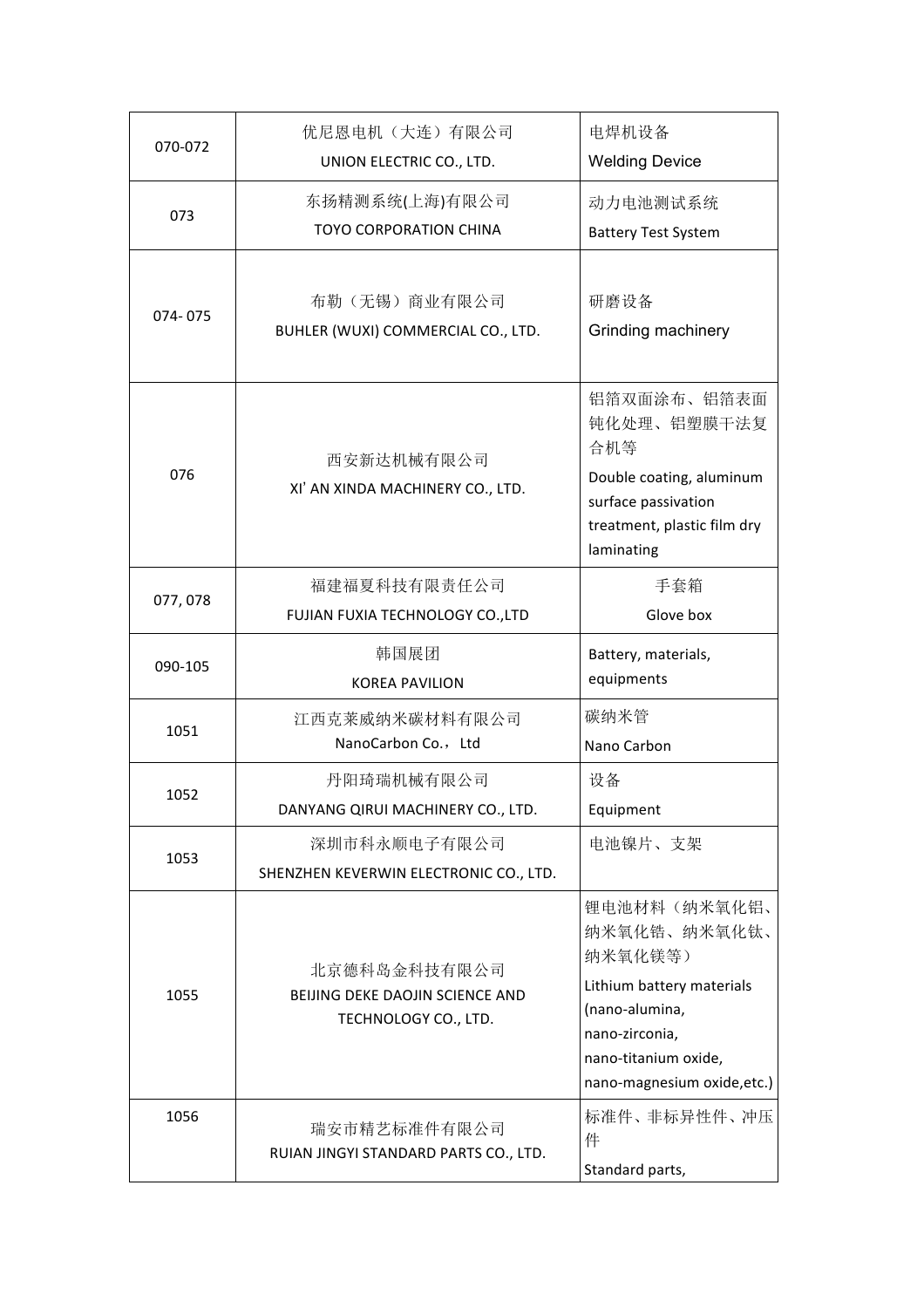| | | |
|---|---|---|
| 070-072 | 优尼恩电机（大连）有限公司<br>UNION ELECTRIC CO., LTD. | 电焊机设备<br>Welding Device |
| 073 | 东扬精测系统(上海)有限公司<br>TOYO CORPORATION CHINA | 动力电池测试系统<br>Battery Test System |
| 074- 075 | 布勒（无锡）商业有限公司<br>BUHLER (WUXI) COMMERCIAL CO., LTD. | 研磨设备<br>Grinding machinery |
| 076 | 西安新达机械有限公司<br>XI' AN XINDA MACHINERY CO., LTD. | 铝箔双面涂布、铝箔表面钝化处理、铝塑膜干法复合机等<br>Double coating, aluminum surface passivation treatment, plastic film dry laminating |
| 077, 078 | 福建福夏科技有限责任公司<br>FUJIAN FUXIA TECHNOLOGY CO.,LTD | 手套箱<br>Glove box |
| 090-105 | 韩国展团<br>KOREA PAVILION | Battery, materials, equipments |
| 1051 | 江西克莱威纳米碳材料有限公司<br>NanoCarbon Co.，Ltd | 碳纳米管<br>Nano Carbon |
| 1052 | 丹阳琦瑞机械有限公司<br>DANYANG QIRUI MACHINERY CO., LTD. | 设备<br>Equipment |
| 1053 | 深圳市科永顺电子有限公司<br>SHENZHEN KEVERWIN ELECTRONIC CO., LTD. | 电池镍片、支架 |
| 1055 | 北京德科岛金科技有限公司<br>BEIJING DEKE DAOJIN SCIENCE AND TECHNOLOGY CO., LTD. | 锂电池材料（纳米氧化铝、纳米氧化锆、纳米氧化钛、纳米氧化镁等）<br>Lithium battery materials (nano-alumina, nano-zirconia, nano-titanium oxide, nano-magnesium oxide,etc.) |
| 1056 | 瑞安市精艺标准件有限公司<br>RUIAN JINGYI STANDARD PARTS CO., LTD. | 标准件、非标异性件、冲压件<br>Standard parts, |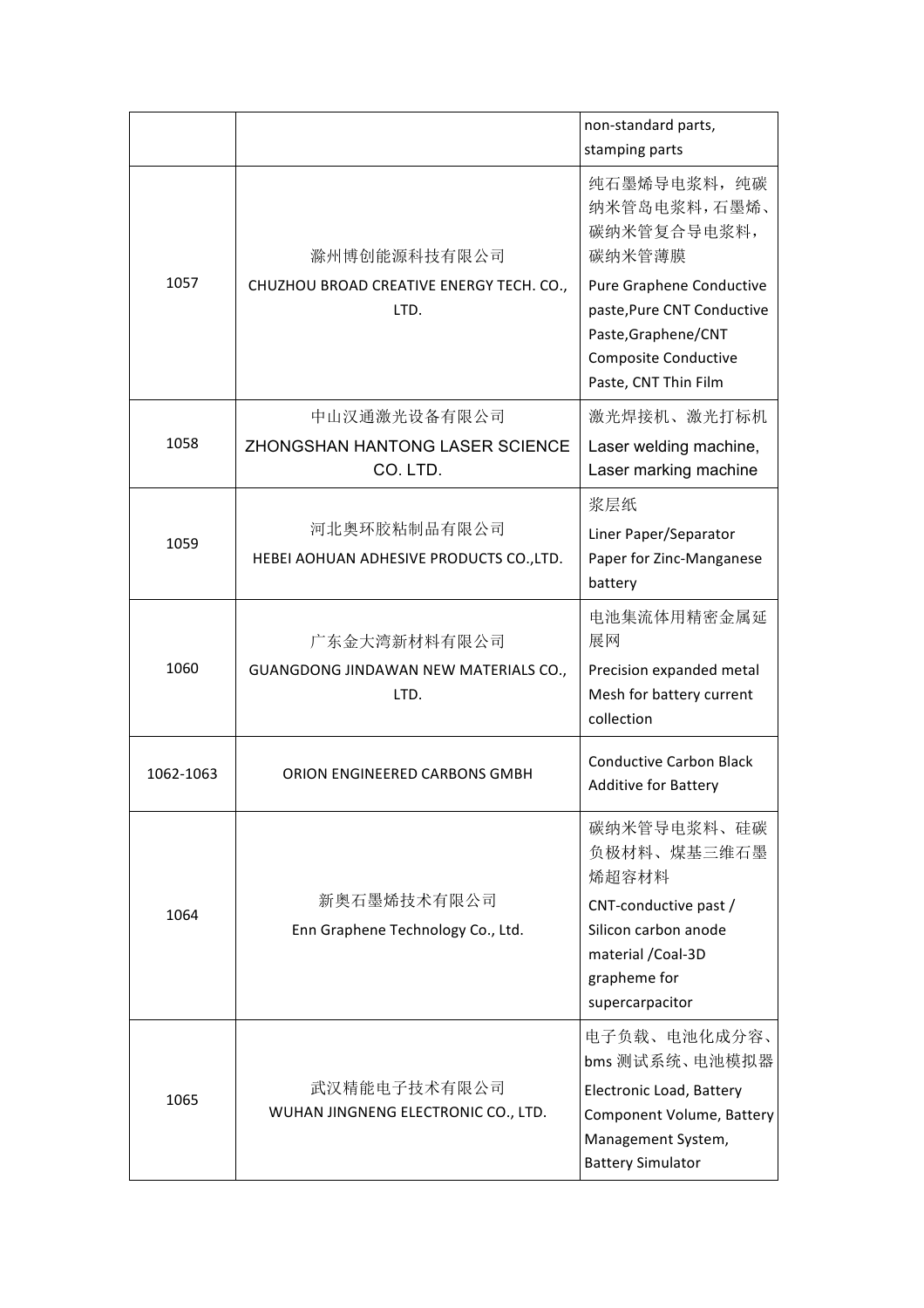| | | |
|---|---|---|
| | | non-standard parts, stamping parts |
| 1057 | 滁州博创能源科技有限公司<br>CHUZHOU BROAD CREATIVE ENERGY TECH. CO., LTD. | 纯石墨烯导电浆料，纯碳纳米管岛电浆料，石墨烯、碳纳米管复合导电浆料，碳纳米管薄膜<br>Pure Graphene Conductive paste,Pure CNT Conductive Paste,Graphene/CNT Composite Conductive Paste, CNT Thin Film |
| 1058 | 中山汉通激光设备有限公司<br>ZHONGSHAN HANTONG LASER SCIENCE CO. LTD. | 激光焊接机、激光打标机<br>Laser welding machine, Laser marking machine |
| 1059 | 河北奥环胶粘制品有限公司<br>HEBEI AOHUAN ADHESIVE PRODUCTS CO.,LTD. | 浆层纸<br>Liner Paper/Separator Paper for Zinc-Manganese battery |
| 1060 | 广东金大湾新材料有限公司<br>GUANGDONG JINDAWAN NEW MATERIALS CO., LTD. | 电池集流体用精密金属延展网<br>Precision expanded metal Mesh for battery current collection |
| 1062-1063 | ORION ENGINEERED CARBONS GMBH | Conductive Carbon Black Additive for Battery |
| 1064 | 新奥石墨烯技术有限公司<br>Enn Graphene Technology Co., Ltd. | 碳纳米管导电浆料、硅碳负极材料、煤基三维石墨烯超容材料<br>CNT-conductive past / Silicon carbon anode material /Coal-3D grapheme for supercarpacitor |
| 1065 | 武汉精能电子技术有限公司<br>WUHAN JINGNENG ELECTRONIC CO., LTD. | 电子负载、电池化成分容、bms 测试系统、电池模拟器<br>Electronic Load, Battery Component Volume, Battery Management System, Battery Simulator |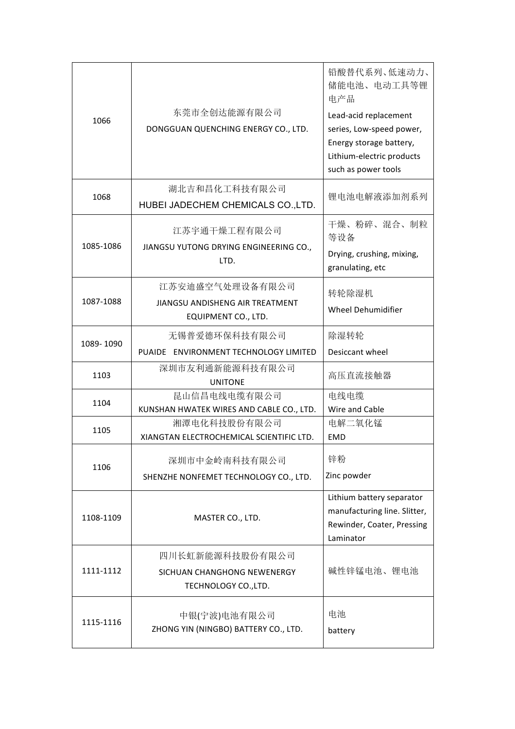| | | |
|---|---|---|
| 1066 | 东莞市全创达能源有限公司<br>DONGGUAN QUENCHING ENERGY CO., LTD. | 铅酸替代系列、低速动力、储能电池、电动工具等锂电产品<br>Lead-acid replacement series, Low-speed power, Energy storage battery, Lithium-electric products such as power tools |
| 1068 | 湖北吉和昌化工科技有限公司<br>HUBEI JADECHEM CHEMICALS CO.,LTD. | 锂电池电解液添加剂系列 |
| 1085-1086 | 江苏宇通干燥工程有限公司<br>JIANGSU YUTONG DRYING ENGINEERING CO., LTD. | 干燥、粉碎、混合、制粒等设备<br>Drying, crushing, mixing, granulating, etc |
| 1087-1088 | 江苏安迪盛空气处理设备有限公司<br>JIANGSU ANDISHENG AIR TREATMENT EQUIPMENT CO., LTD. | 转轮除湿机<br>Wheel Dehumidifier |
| 1089- 1090 | 无锡普爱德环保科技有限公司<br>PUAIDE ENVIRONMENT TECHNOLOGY LIMITED | 除湿转轮<br>Desiccant wheel |
| 1103 | 深圳市友利通新能源科技有限公司<br>UNITONE | 高压直流接触器 |
| 1104 | 昆山信昌电线电缆有限公司<br>KUNSHAN HWATEK WIRES AND CABLE CO., LTD. | 电线电缆<br>Wire and Cable |
| 1105 | 湘潭电化科技股份有限公司<br>XIANGTAN ELECTROCHEMICAL SCIENTIFIC LTD. | 电解二氧化锰<br>EMD |
| 1106 | 深圳市中金岭南科技有限公司<br>SHENZHE NONFEMET TECHNOLOGY CO., LTD. | 锌粉<br>Zinc powder |
| 1108-1109 | MASTER CO., LTD. | Lithium battery separator manufacturing line. Slitter, Rewinder, Coater, Pressing Laminator |
| 1111-1112 | 四川长虹新能源科技股份有限公司<br>SICHUAN CHANGHONG NEWENERGY TECHNOLOGY CO.,LTD. | 碱性锌锰电池、锂电池 |
| 1115-1116 | 中银(宁波)电池有限公司<br>ZHONG YIN (NINGBO) BATTERY CO., LTD. | 电池<br>battery |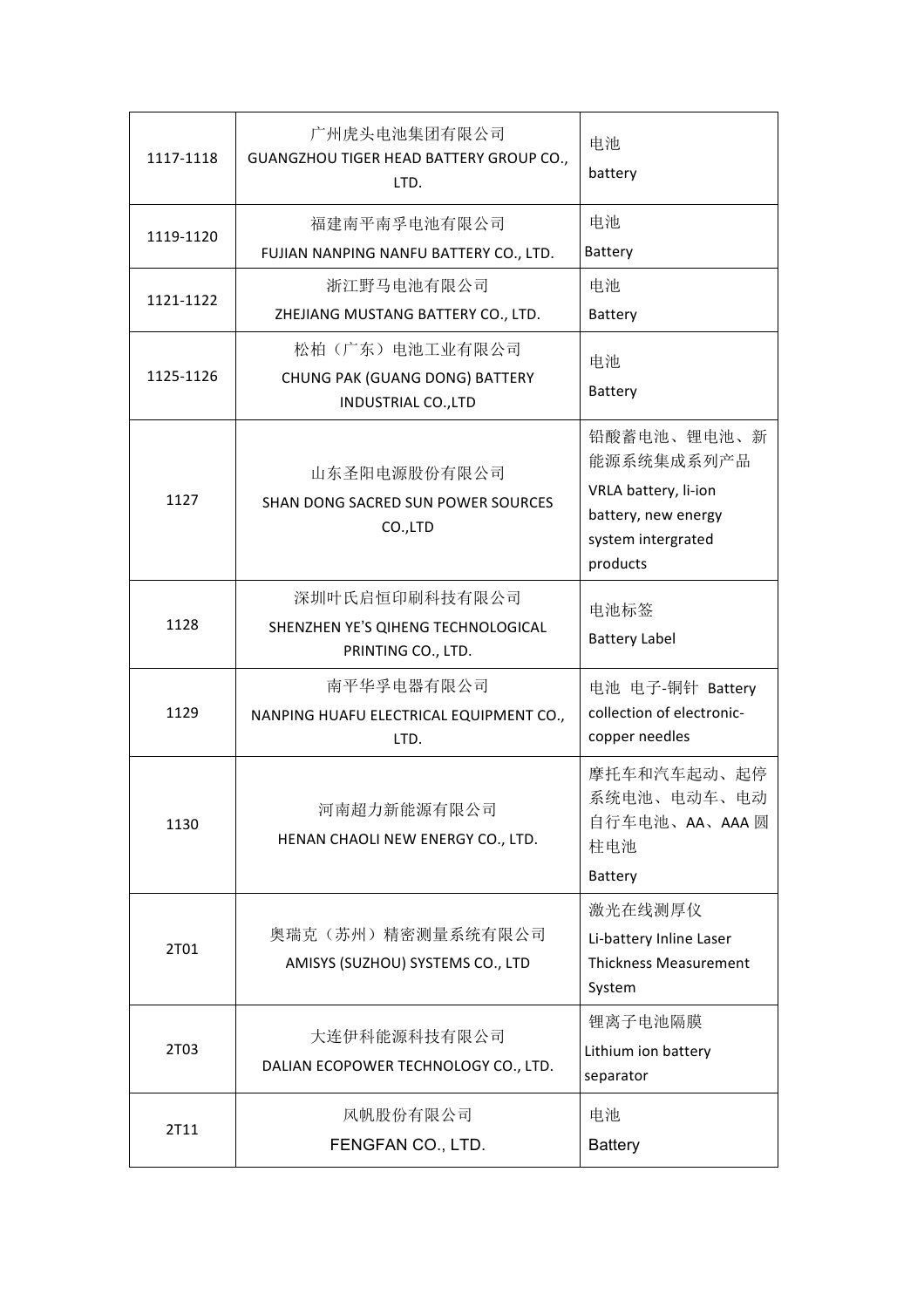| 1117-1118 | 广州虎头电池集团有限公司<br>GUANGZHOU TIGER HEAD BATTERY GROUP CO., LTD. | 电池<br>battery |
| --- | --- | --- |
| 1119-1120 | 福建南平南孚电池有限公司<br>FUJIAN NANPING NANFU BATTERY CO., LTD. | 电池<br>Battery |
| 1121-1122 | 浙江野马电池有限公司<br>ZHEJIANG MUSTANG BATTERY CO., LTD. | 电池<br>Battery |
| 1125-1126 | 松柏（广东）电池工业有限公司<br>CHUNG PAK (GUANG DONG) BATTERY INDUSTRIAL CO.,LTD | 电池<br>Battery |
| 1127 | 山东圣阳电源股份有限公司<br>SHAN DONG SACRED SUN POWER SOURCES CO.,LTD | 铅酸蓄电池、锂电池、新能源系统集成系列产品<br>VRLA battery, li-ion battery, new energy system intergrated products |
| 1128 | 深圳叶氏启恒印刷科技有限公司<br>SHENZHEN YE'S QIHENG TECHNOLOGICAL PRINTING CO., LTD. | 电池标签<br>Battery Label |
| 1129 | 南平华孚电器有限公司<br>NANPING HUAFU ELECTRICAL EQUIPMENT CO., LTD. | 电池 电子-铜针 Battery collection of electronic-copper needles |
| 1130 | 河南超力新能源有限公司<br>HENAN CHAOLI NEW ENERGY CO., LTD. | 摩托车和汽车起动、起停系统电池、电动车、电动自行车电池、AA、AAA 圆柱电池<br>Battery |
| 2T01 | 奥瑞克（苏州）精密测量系统有限公司<br>AMISYS (SUZHOU) SYSTEMS CO., LTD | 激光在线测厚仪<br>Li-battery Inline Laser Thickness Measurement System |
| 2T03 | 大连伊科能源科技有限公司<br>DALIAN ECOPOWER TECHNOLOGY CO., LTD. | 锂离子电池隔膜<br>Lithium ion battery separator |
| 2T11 | 风帆股份有限公司<br>FENGFAN CO., LTD. | 电池<br>Battery |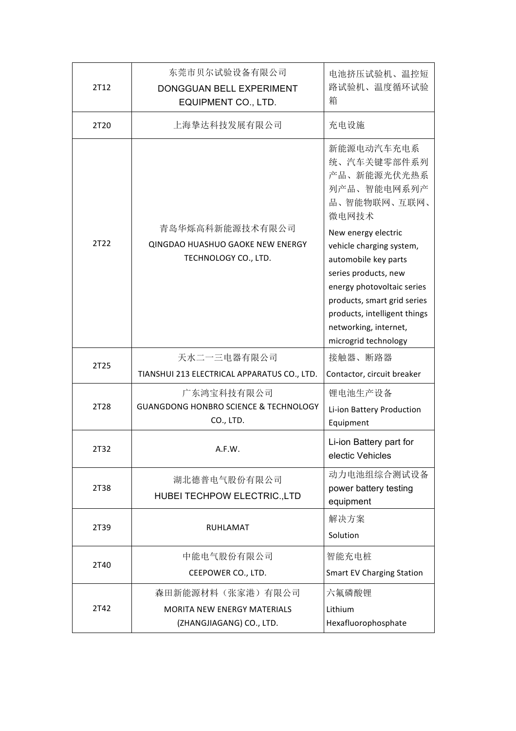| 2T12 | 东莞市贝尔试验设备有限公司<br>DONGGUAN BELL EXPERIMENT EQUIPMENT CO., LTD. | 电池挤压试验机、温控短路试验机、温度循环试验箱 |
|---|---|---|
| 2T20 | 上海挚达科技发展有限公司 | 充电设施 |
| 2T22 | 青岛华烁高科新能源技术有限公司<br>QINGDAO HUASHUO GAOKE NEW ENERGY TECHNOLOGY CO., LTD. | 新能源电动汽车充电系统、汽车关键零部件系列产品、新能源光伏光热系列产品、智能电网系列产品、智能物联网、互联网、微电网技术<br>New energy electric vehicle charging system, automobile key parts series products, new energy photovoltaic series products, smart grid series products, intelligent things networking, internet, microgrid technology |
| 2T25 | 天水二一三电器有限公司<br>TIANSHUI 213 ELECTRICAL APPARATUS CO., LTD. | 接触器、断路器<br>Contactor, circuit breaker |
| 2T28 | 广东鸿宝科技有限公司<br>GUANGDONG HONBRO SCIENCE & TECHNOLOGY CO., LTD. | 锂电池生产设备<br>Li-ion Battery Production Equipment |
| 2T32 | A.F.W. | Li-ion Battery part for electic Vehicles |
| 2T38 | 湖北德普电气股份有限公司<br>HUBEI TECHPOW ELECTRIC.,LTD | 动力电池组综合测试设备<br>power battery testing equipment |
| 2T39 | RUHLAMAT | 解决方案<br>Solution |
| 2T40 | 中能电气股份有限公司<br>CEEPOWER CO., LTD. | 智能充电桩<br>Smart EV Charging Station |
| 2T42 | 森田新能源材料（张家港）有限公司<br>MORITA NEW ENERGY MATERIALS (ZHANGJIAGANG) CO., LTD. | 六氟磷酸锂<br>Lithium Hexafluorophosphate |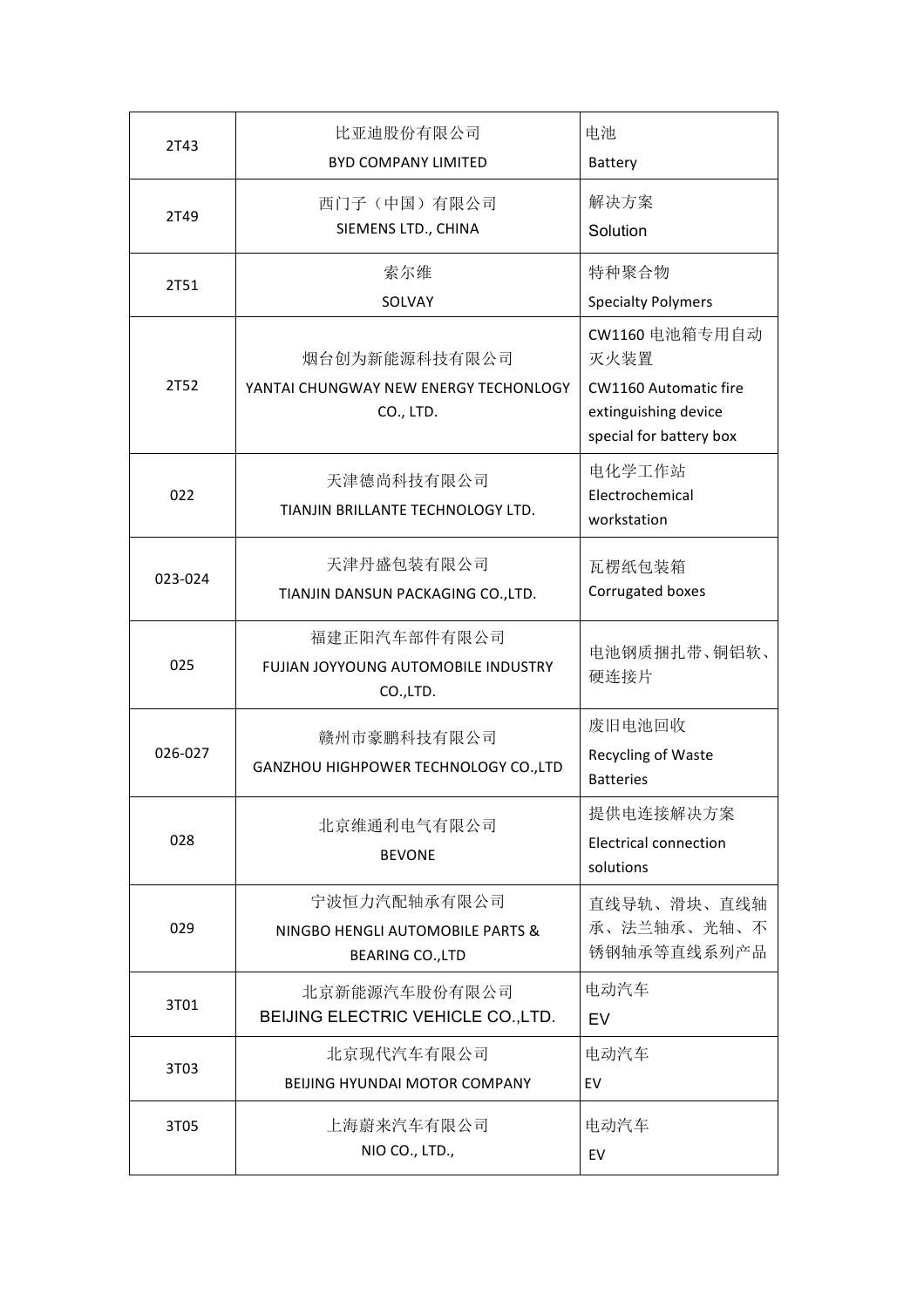| | | |
|---|---|---|
| 2T43 | 比亚迪股份有限公司<br>BYD COMPANY LIMITED | 电池<br>Battery |
| 2T49 | 西门子（中国）有限公司<br>SIEMENS LTD., CHINA | 解决方案<br>Solution |
| 2T51 | 索尔维<br>SOLVAY | 特种聚合物<br>Specialty Polymers |
| 2T52 | 烟台创为新能源科技有限公司<br>YANTAI CHUNGWAY NEW ENERGY TECHONLOGY CO., LTD. | CW1160 电池箱专用自动灭火装置<br>CW1160 Automatic fire extinguishing device special for battery box |
| 022 | 天津德尚科技有限公司<br>TIANJIN BRILLANTE TECHNOLOGY LTD. | 电化学工作站<br>Electrochemical workstation |
| 023-024 | 天津丹盛包装有限公司<br>TIANJIN DANSUN PACKAGING CO.,LTD. | 瓦楞纸包装箱<br>Corrugated boxes |
| 025 | 福建正阳汽车部件有限公司<br>FUJIAN JOYYOUNG AUTOMOBILE INDUSTRY CO.,LTD. | 电池钢质捆扎带、铜铝软、硬连接片 |
| 026-027 | 赣州市豪鹏科技有限公司<br>GANZHOU HIGHPOWER TECHNOLOGY CO.,LTD | 废旧电池回收<br>Recycling of Waste Batteries |
| 028 | 北京维通利电气有限公司<br>BEVONE | 提供电连接解决方案<br>Electrical connection solutions |
| 029 | 宁波恒力汽配轴承有限公司<br>NINGBO HENGLI AUTOMOBILE PARTS & BEARING CO.,LTD | 直线导轨、滑块、直线轴承、法兰轴承、光轴、不锈钢轴承等直线系列产品 |
| 3T01 | 北京新能源汽车股份有限公司<br>BEIJING ELECTRIC VEHICLE CO.,LTD. | 电动汽车<br>EV |
| 3T03 | 北京现代汽车有限公司<br>BEIJING HYUNDAI MOTOR COMPANY | 电动汽车<br>EV |
| 3T05 | 上海蔚来汽车有限公司<br>NIO CO., LTD., | 电动汽车<br>EV |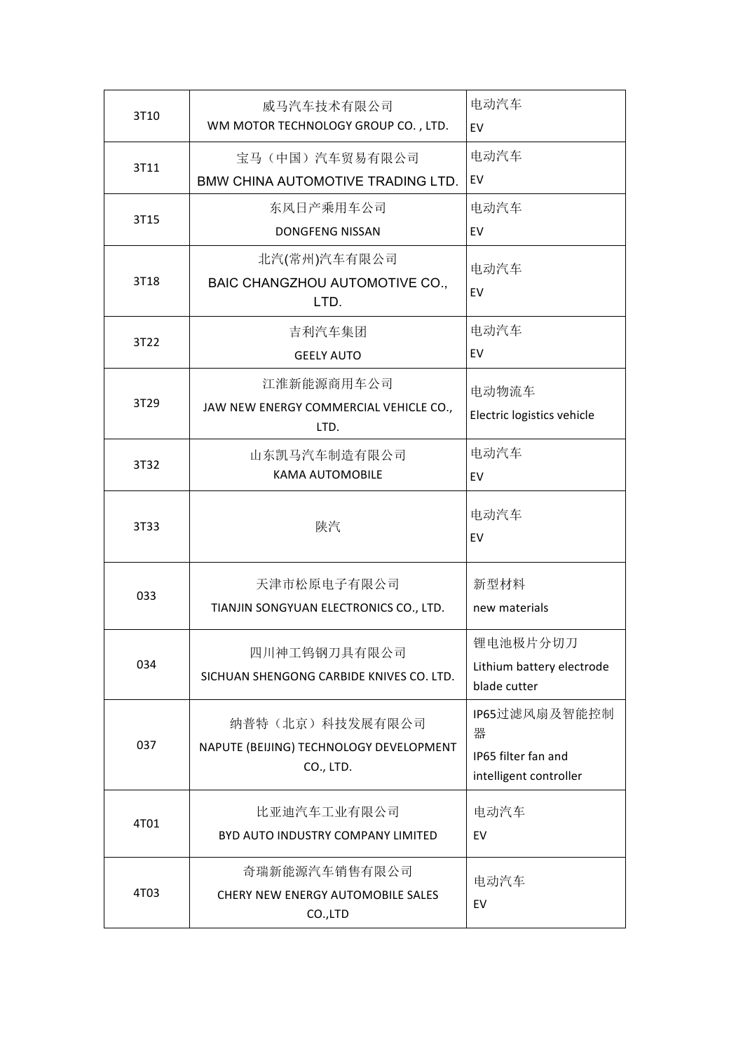| 3T10 | 威马汽车技术有限公司<br>WM MOTOR TECHNOLOGY GROUP CO. , LTD. | 电动汽车<br>EV |
|---|---|---|
| 3T11 | 宝马（中国）汽车贸易有限公司<br>BMW CHINA AUTOMOTIVE TRADING LTD. | 电动汽车<br>EV |
| 3T15 | 东风日产乘用车公司<br>DONGFENG NISSAN | 电动汽车<br>EV |
| 3T18 | 北汽(常州)汽车有限公司<br>BAIC CHANGZHOU AUTOMOTIVE CO., LTD. | 电动汽车<br>EV |
| 3T22 | 吉利汽车集团<br>GEELY AUTO | 电动汽车<br>EV |
| 3T29 | 江淮新能源商用车公司<br>JAW NEW ENERGY COMMERCIAL VEHICLE CO., LTD. | 电动物流车<br>Electric logistics vehicle |
| 3T32 | 山东凯马汽车制造有限公司<br>KAMA AUTOMOBILE | 电动汽车<br>EV |
| 3T33 | 陕汽 | 电动汽车<br>EV |
| 033 | 天津市松原电子有限公司<br>TIANJIN SONGYUAN ELECTRONICS CO., LTD. | 新型材料<br>new materials |
| 034 | 四川神工钨钢刀具有限公司<br>SICHUAN SHENGONG CARBIDE KNIVES CO. LTD. | 锂电池极片分切刀<br>Lithium battery electrode blade cutter |
| 037 | 纳普特（北京）科技发展有限公司<br>NAPUTE (BEIJING) TECHNOLOGY DEVELOPMENT CO., LTD. | IP65过滤风扇及智能控制器<br>IP65 filter fan and intelligent controller |
| 4T01 | 比亚迪汽车工业有限公司<br>BYD AUTO INDUSTRY COMPANY LIMITED | 电动汽车<br>EV |
| 4T03 | 奇瑞新能源汽车销售有限公司<br>CHERY NEW ENERGY AUTOMOBILE SALES CO.,LTD | 电动汽车<br>EV |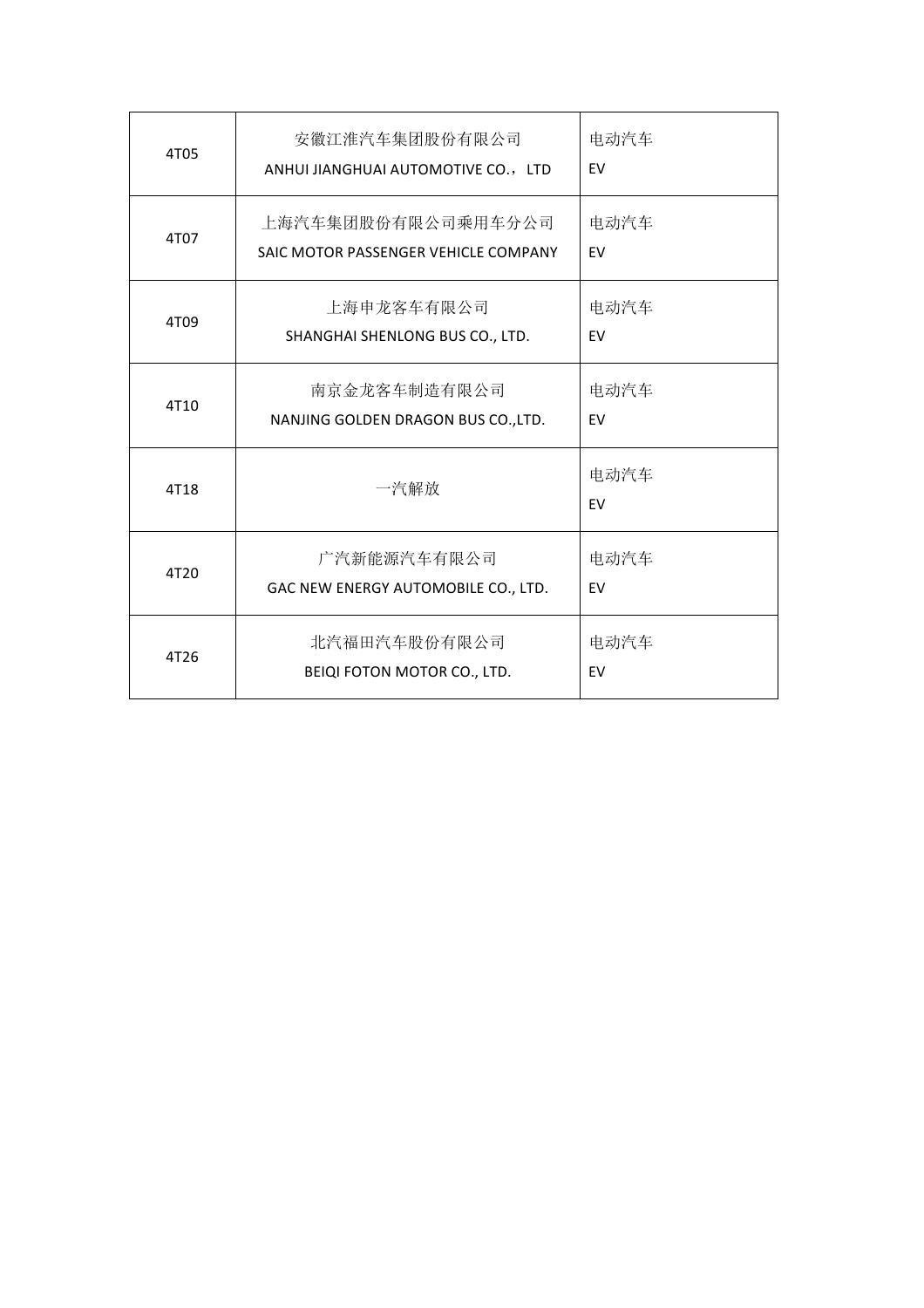| | | |
|---|---|---|
| 4T05 | 安徽江淮汽车集团股份有限公司<br>ANHUI JIANGHUAI AUTOMOTIVE CO.， LTD | 电动汽车<br>EV |
| 4T07 | 上海汽车集团股份有限公司乘用车分公司<br>SAIC MOTOR PASSENGER VEHICLE COMPANY | 电动汽车<br>EV |
| 4T09 | 上海申龙客车有限公司<br>SHANGHAI SHENLONG BUS CO., LTD. | 电动汽车<br>EV |
| 4T10 | 南京金龙客车制造有限公司<br>NANJING GOLDEN DRAGON BUS CO.,LTD. | 电动汽车<br>EV |
| 4T18 | 一汽解放 | 电动汽车<br>EV |
| 4T20 | 广汽新能源汽车有限公司<br>GAC NEW ENERGY AUTOMOBILE CO., LTD. | 电动汽车<br>EV |
| 4T26 | 北汽福田汽车股份有限公司<br>BEIQI FOTON MOTOR CO., LTD. | 电动汽车<br>EV |